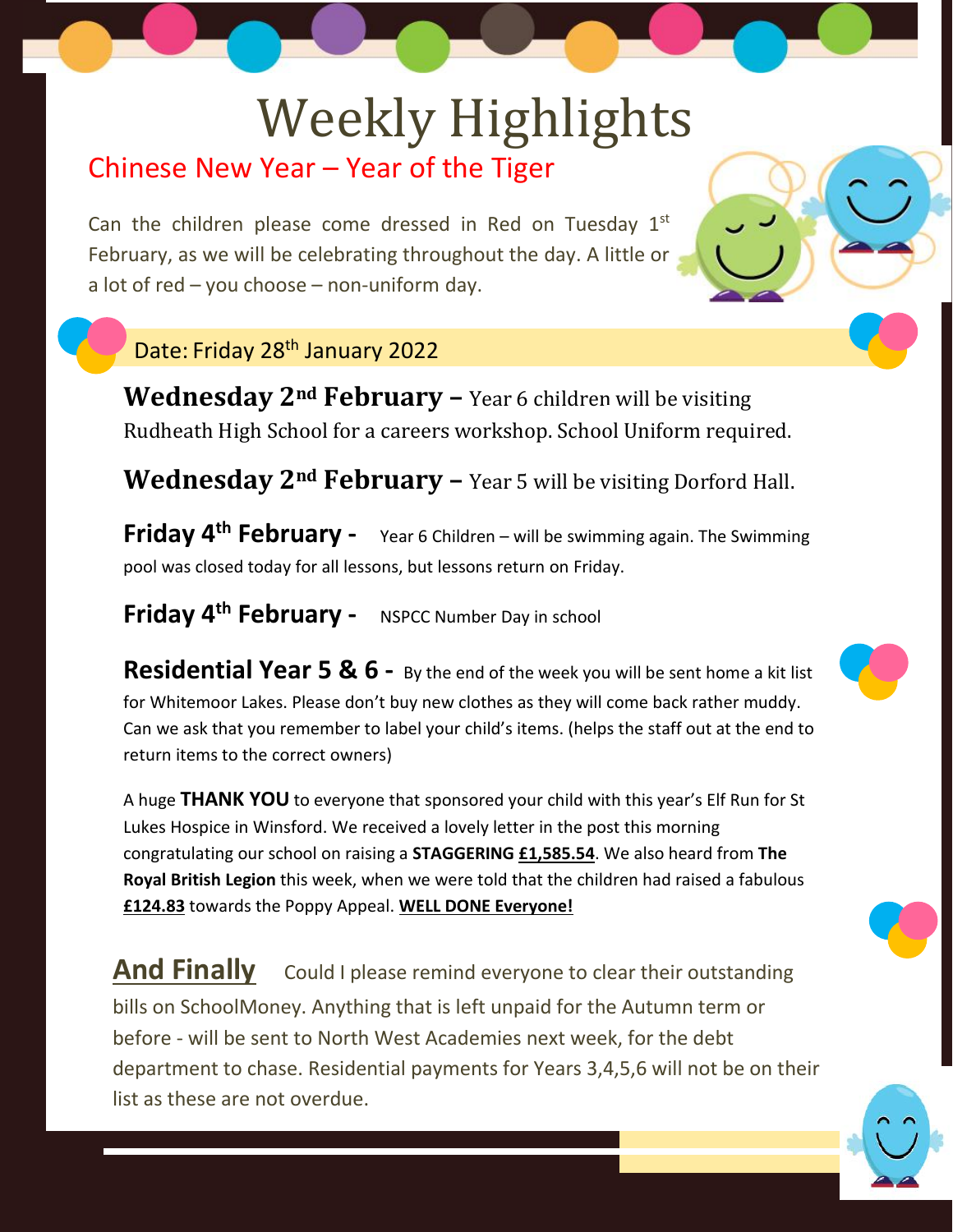# Weekly Highlights

## Chinese New Year – Year of the Tiger

Can the children please come dressed in Red on Tuesday 1st February, as we will be celebrating throughout the day. A little or a lot of red – you choose – non-uniform day.

Date: Friday 28th January 2022

**Wednesday 2nd February –** Year 6 children will be visiting Rudheath High School for a careers workshop. School Uniform required.

**Wednesday 2nd February –** Year 5 will be visiting Dorford Hall.

**Friday 4th February -** Year 6 Children – will be swimming again. The Swimming pool was closed today for all lessons, but lessons return on Friday.

**Friday 4th February -** NSPCC Number Day in school

**Residential Year 5 & 6 -** By the end of the week you will be sent home a kit list for Whitemoor Lakes. Please don't buy new clothes as they will come back rather muddy. Can we ask that you remember to label your child's items. (helps the staff out at the end to return items to the correct owners)

A huge **THANK YOU** to everyone that sponsored your child with this year's Elf Run for St Lukes Hospice in Winsford. We received a lovely letter in the post this morning congratulating our school on raising a **STAGGERING £1,585.54**. We also heard from **The Royal British Legion** this week, when we were told that the children had raised a fabulous **£124.83** towards the Poppy Appeal. **WELL DONE Everyone!**

**And Finally** Could I please remind everyone to clear their outstanding bills on SchoolMoney. Anything that is left unpaid for the Autumn term or before - will be sent to North West Academies next week, for the debt department to chase. Residential payments for Years 3,4,5,6 will not be on their list as these are not overdue.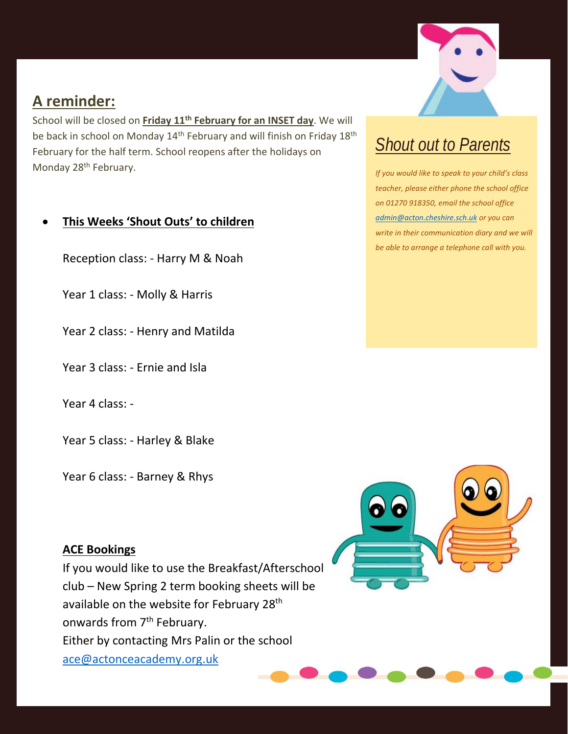## A reminder:

School will be closed on **Friday 11th February for an INSET day**. We will be back in school on Monday 14th February and will finish on Friday 18th February for the half term. School reopens after the holidays on Monday 28th February.

- **This Weeks 'Shout Outs' to children**

  Reception class: - Harry M & Noah

  Year 1 class: - Molly & Harris

  Year 2 class: - Henry and Matilda

  Year 3 class: - Ernie and Isla

  Year 4 class: -

  Year 5 class: - Harley & Blake

  Year 6 class: - Barney & Rhys

**ACE Bookings**

If you would like to use the Breakfast/Afterschool club – New Spring 2 term booking sheets will be available on the website for February 28th onwards from 7th February.
Either by contacting Mrs Palin or the school
ace@actonceacademy.org.uk

## *Shout out to Parents*

*If you would like to speak to your child's class teacher, please either phone the school office on 01270 918350, email the school office admin@acton.cheshire.sch.uk or you can write in their communication diary and we will be able to arrange a telephone call with you.*